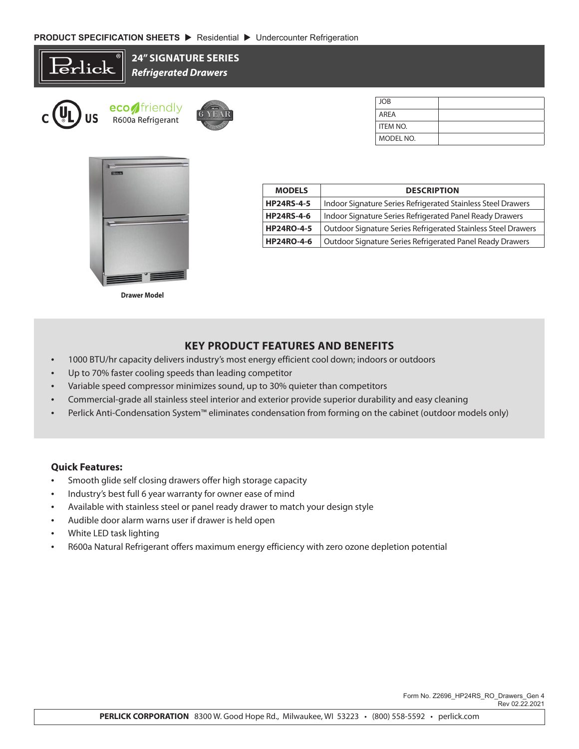PRODUCT SPECIFICATION SHEETS ▶ Residential ▶ Undercounter Refrigeration

# 24" SIGNATURE SERIES
## *Refrigerated Drawers*

eco friendly R600a Refrigerant

6 YEAR

| JOB | |
|---|---|
| AREA | |
| ITEM NO. | |
| MODEL NO. | |

**Drawer Model**

| MODELS | DESCRIPTION |
|---|---|
| **HP24RS-4-5** | Indoor Signature Series Refrigerated Stainless Steel Drawers |
| **HP24RS-4-6** | Indoor Signature Series Refrigerated Panel Ready Drawers |
| **HP24RO-4-5** | Outdoor Signature Series Refrigerated Stainless Steel Drawers |
| **HP24RO-4-6** | Outdoor Signature Series Refrigerated Panel Ready Drawers |

## KEY PRODUCT FEATURES AND BENEFITS

- 1000 BTU/hr capacity delivers industry's most energy efficient cool down; indoors or outdoors
- Up to 70% faster cooling speeds than leading competitor
- Variable speed compressor minimizes sound, up to 30% quieter than competitors
- Commercial-grade all stainless steel interior and exterior provide superior durability and easy cleaning
- Perlick Anti-Condensation System™ eliminates condensation from forming on the cabinet (outdoor models only)

### Quick Features:

- Smooth glide self closing drawers offer high storage capacity
- Industry's best full 6 year warranty for owner ease of mind
- Available with stainless steel or panel ready drawer to match your design style
- Audible door alarm warns user if drawer is held open
- White LED task lighting
- R600a Natural Refrigerant offers maximum energy efficiency with zero ozone depletion potential

Form No. Z2696_HP24RS_RO_Drawers_Gen 4
Rev 02.22.2021

**PERLICK CORPORATION** 8300 W. Good Hope Rd., Milwaukee, WI 53223 • (800) 558-5592 • perlick.com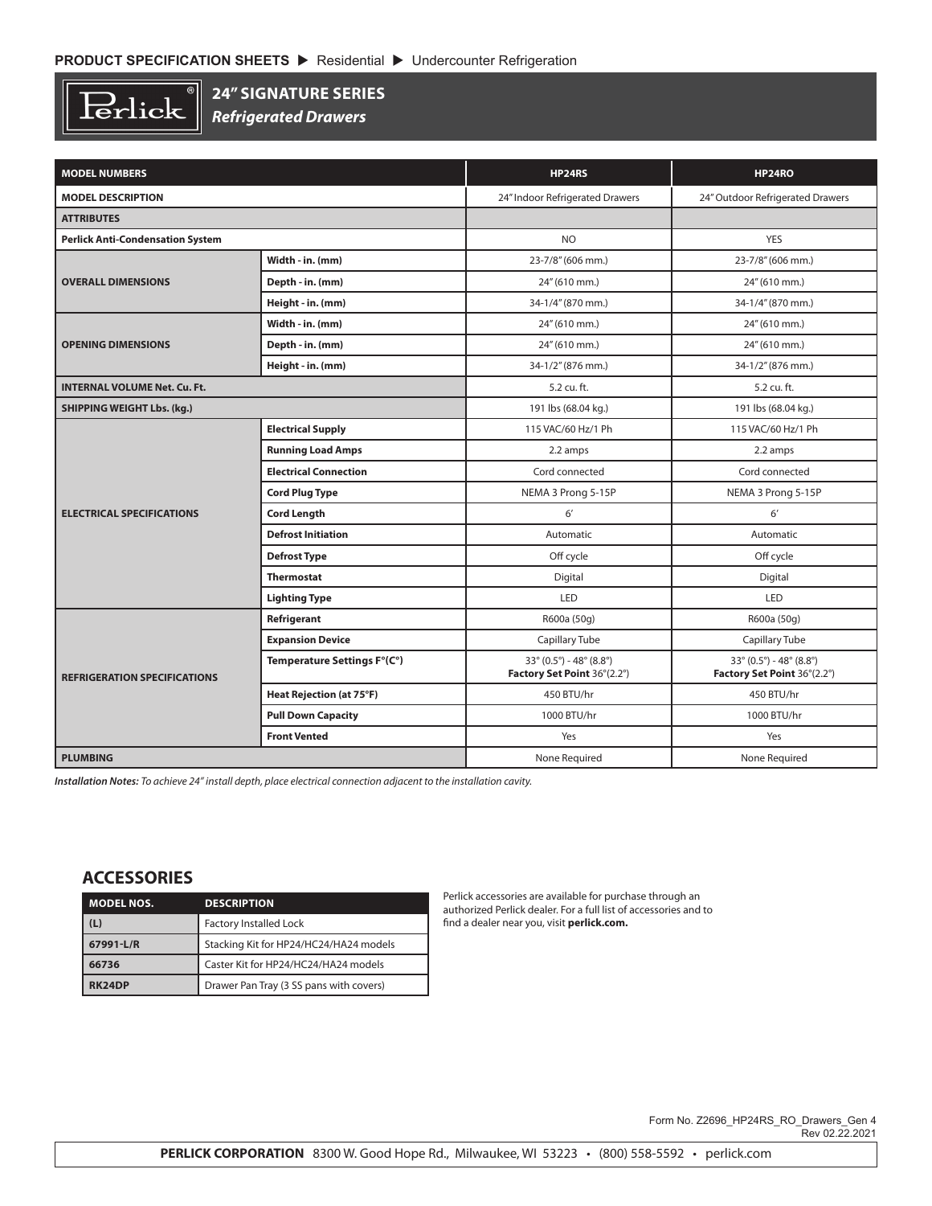**PRODUCT SPECIFICATION SHEETS** ▶ Residential ▶ Undercounter Refrigeration

# 24" SIGNATURE SERIES

***Refrigerated Drawers***

| MODEL NUMBERS | | HP24RS | HP24RO |
|---|---|---|---|
| **MODEL DESCRIPTION** | | 24" Indoor Refrigerated Drawers | 24" Outdoor Refrigerated Drawers |
| **ATTRIBUTES** | | | |
| **Perlick Anti-Condensation System** | | NO | YES |
| **OVERALL DIMENSIONS** | **Width - in. (mm)** | 23-7/8" (606 mm.) | 23-7/8" (606 mm.) |
| | **Depth - in. (mm)** | 24" (610 mm.) | 24" (610 mm.) |
| | **Height - in. (mm)** | 34-1/4" (870 mm.) | 34-1/4" (870 mm.) |
| **OPENING DIMENSIONS** | **Width - in. (mm)** | 24" (610 mm.) | 24" (610 mm.) |
| | **Depth - in. (mm)** | 24" (610 mm.) | 24" (610 mm.) |
| | **Height - in. (mm)** | 34-1/2" (876 mm.) | 34-1/2" (876 mm.) |
| **INTERNAL VOLUME Net. Cu. Ft.** | | 5.2 cu. ft. | 5.2 cu. ft. |
| **SHIPPING WEIGHT Lbs. (kg.)** | | 191 lbs (68.04 kg.) | 191 lbs (68.04 kg.) |
| **ELECTRICAL SPECIFICATIONS** | **Electrical Supply** | 115 VAC/60 Hz/1 Ph | 115 VAC/60 Hz/1 Ph |
| | **Running Load Amps** | 2.2 amps | 2.2 amps |
| | **Electrical Connection** | Cord connected | Cord connected |
| | **Cord Plug Type** | NEMA 3 Prong 5-15P | NEMA 3 Prong 5-15P |
| | **Cord Length** | 6′ | 6′ |
| | **Defrost Initiation** | Automatic | Automatic |
| | **Defrost Type** | Off cycle | Off cycle |
| | **Thermostat** | Digital | Digital |
| | **Lighting Type** | LED | LED |
| **REFRIGERATION SPECIFICATIONS** | **Refrigerant** | R600a (50g) | R600a (50g) |
| | **Expansion Device** | Capillary Tube | Capillary Tube |
| | **Temperature Settings F°(C°)** | 33° (0.5°) - 48° (8.8°) **Factory Set Point** 36°(2.2°) | 33° (0.5°) - 48° (8.8°) **Factory Set Point** 36°(2.2°) |
| | **Heat Rejection (at 75°F)** | 450 BTU/hr | 450 BTU/hr |
| | **Pull Down Capacity** | 1000 BTU/hr | 1000 BTU/hr |
| | **Front Vented** | Yes | Yes |
| **PLUMBING** | | None Required | None Required |

***Installation Notes:*** *To achieve 24" install depth, place electrical connection adjacent to the installation cavity.*

## ACCESSORIES

| MODEL NOS. | DESCRIPTION |
|---|---|
| **(L)** | Factory Installed Lock |
| **67991-L/R** | Stacking Kit for HP24/HC24/HA24 models |
| **66736** | Caster Kit for HP24/HC24/HA24 models |
| **RK24DP** | Drawer Pan Tray (3 SS pans with covers) |

Perlick accessories are available for purchase through an authorized Perlick dealer. For a full list of accessories and to find a dealer near you, visit **perlick.com.**

Form No. Z2696_HP24RS_RO_Drawers_Gen 4
Rev 02.22.2021

**PERLICK CORPORATION** 8300 W. Good Hope Rd., Milwaukee, WI 53223 • (800) 558-5592 • perlick.com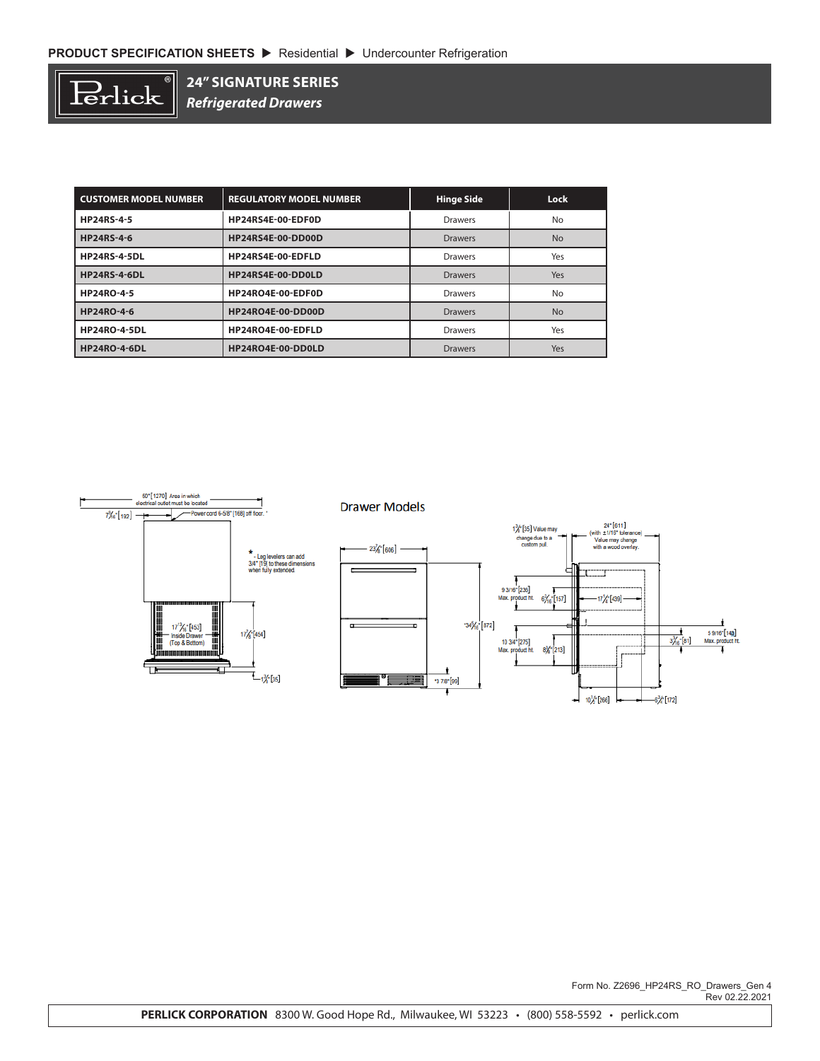**PRODUCT SPECIFICATION SHEETS** ▶ Residential ▶ Undercounter Refrigeration

# 24" SIGNATURE SERIES
## *Refrigerated Drawers*

| CUSTOMER MODEL NUMBER | REGULATORY MODEL NUMBER | Hinge Side | Lock |
|---|---|---|---|
| **HP24RS-4-5** | **HP24RS4E-00-EDF0D** | Drawers | No |
| **HP24RS-4-6** | **HP24RS4E-00-DD00D** | Drawers | No |
| **HP24RS-4-5DL** | **HP24RS4E-00-EDFLD** | Drawers | Yes |
| **HP24RS-4-6DL** | **HP24RS4E-00-DD0LD** | Drawers | Yes |
| **HP24RO-4-5** | **HP24RO4E-00-EDF0D** | Drawers | No |
| **HP24RO-4-6** | **HP24RO4E-00-DD00D** | Drawers | No |
| **HP24RO-4-5DL** | **HP24RO4E-00-EDFLD** | Drawers | Yes |
| **HP24RO-4-6DL** | **HP24RO4E-00-DD0LD** | Drawers | Yes |

50" [1270] Area in which electrical outlet must be located

7 9/16" [192]

Power cord 6-5/8" [168] off floor.*

* - Leg levelers can add 3/4" [19] to these dimensions when fully extended.

17 13/16" [453] Inside Drawer (Top & Bottom)

17 7/8" [454]

1 3/8" [35]

Drawer Models

23 7/8" [606]

*34 5/16" [872]

*3 7/8" [99]

1 3/8" [35] Value may change due to a custom pull.

24" [611] (with ±1/16" tolerance) Value may change with a wood overlay.

9 3/16" [235] Max. product ht.

6 3/16" [157]

17 5/16" [439]

10 3/4" [275] Max. product ht.

8 3/8" [213]

3 3/16" [81]

5 9/16" [149] Max. product ht.

10 1/2" [266]

6 3/4" [172]

Form No. Z2696_HP24RS_RO_Drawers_Gen 4
Rev 02.22.2021

**PERLICK CORPORATION** 8300 W. Good Hope Rd., Milwaukee, WI 53223 • (800) 558-5592 • perlick.com